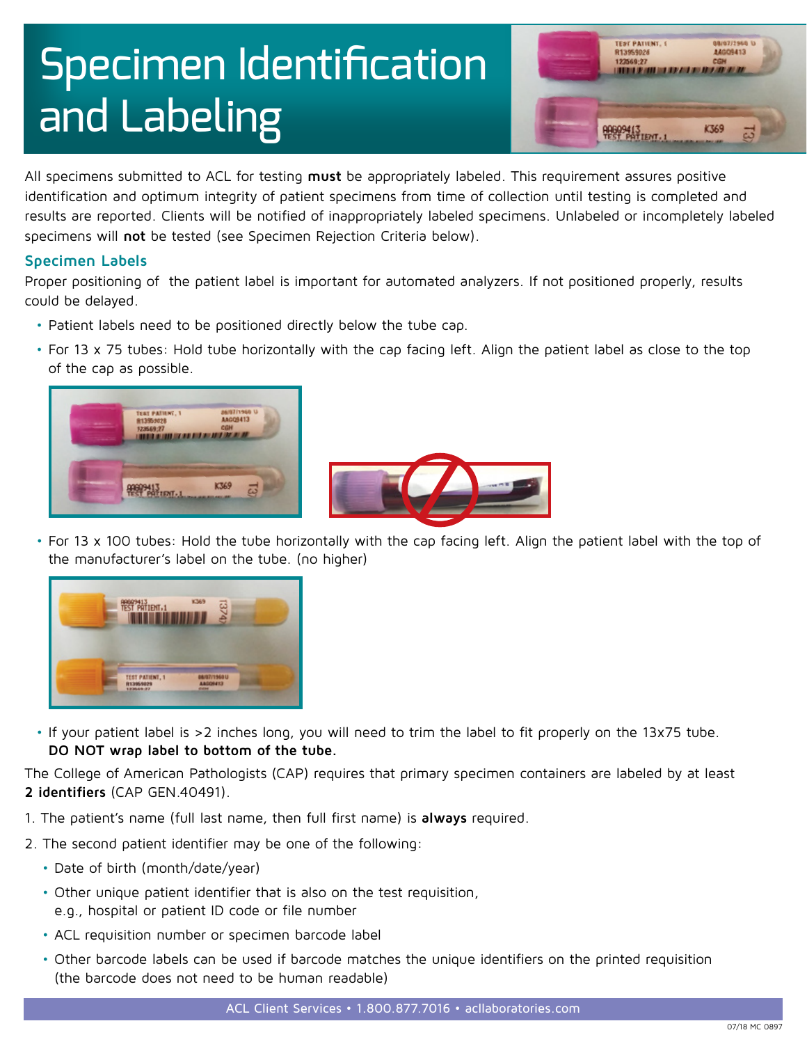# Specimen Identification and Labeling

All specimens submitted to ACL for testing **must** be appropriately labeled. This requirement assures positive identification and optimum integrity of patient specimens from time of collection until testing is completed and results are reported. Clients will be notified of inappropriately labeled specimens. Unlabeled or incompletely labeled specimens will **not** be tested (see Specimen Rejection Criteria below).

## Specimen Labels

Proper positioning of the patient label is important for automated analyzers. If not positioned properly, results could be delayed.

- Patient labels need to be positioned directly below the tube cap.
- For 13 x 75 tubes: Hold tube horizontally with the cap facing left. Align the patient label as close to the top of the cap as possible.
- For 13 x 100 tubes: Hold the tube horizontally with the cap facing left. Align the patient label with the top of the manufacturer's label on the tube. (no higher)
- If your patient label is >2 inches long, you will need to trim the label to fit properly on the 13x75 tube. **DO NOT wrap label to bottom of the tube.**

The College of American Pathologists (CAP) requires that primary specimen containers are labeled by at least **2 identifiers** (CAP GEN.40491).

1. The patient's name (full last name, then full first name) is **always** required.
2. The second patient identifier may be one of the following:
   - Date of birth (month/date/year)
   - Other unique patient identifier that is also on the test requisition, e.g., hospital or patient ID code or file number
   - ACL requisition number or specimen barcode label
   - Other barcode labels can be used if barcode matches the unique identifiers on the printed requisition (the barcode does not need to be human readable)

ACL Client Services • 1.800.877.7016 • acllaboratories.com

07/18 MC 0897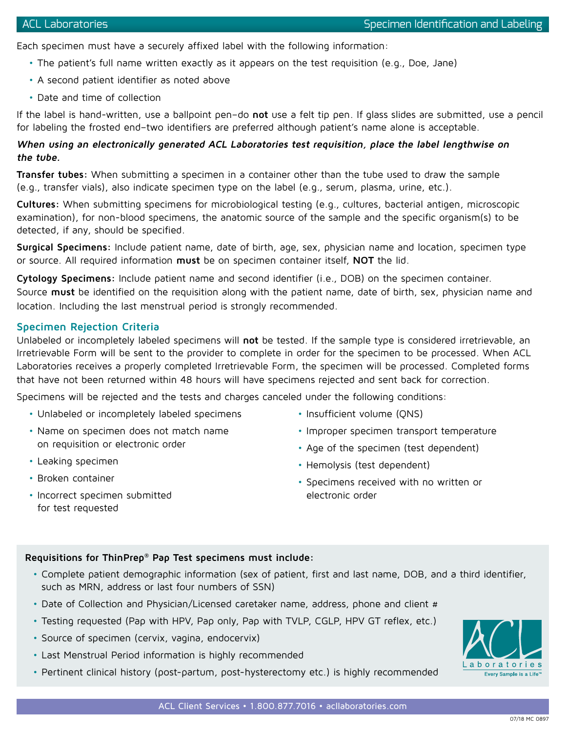Each specimen must have a securely affixed label with the following information:

- The patient's full name written exactly as it appears on the test requisition (e.g., Doe, Jane)
- A second patient identifier as noted above
- Date and time of collection

If the label is hand-written, use a ballpoint pen–do **not** use a felt tip pen. If glass slides are submitted, use a pencil for labeling the frosted end–two identifiers are preferred although patient's name alone is acceptable.

***When using an electronically generated ACL Laboratories test requisition, place the label lengthwise on the tube.***

**Transfer tubes:** When submitting a specimen in a container other than the tube used to draw the sample (e.g., transfer vials), also indicate specimen type on the label (e.g., serum, plasma, urine, etc.).

**Cultures:** When submitting specimens for microbiological testing (e.g., cultures, bacterial antigen, microscopic examination), for non-blood specimens, the anatomic source of the sample and the specific organism(s) to be detected, if any, should be specified.

**Surgical Specimens:** Include patient name, date of birth, age, sex, physician name and location, specimen type or source. All required information **must** be on specimen container itself, **NOT** the lid.

**Cytology Specimens:** Include patient name and second identifier (i.e., DOB) on the specimen container. Source **must** be identified on the requisition along with the patient name, date of birth, sex, physician name and location. Including the last menstrual period is strongly recommended.

## Specimen Rejection Criteria

Unlabeled or incompletely labeled specimens will **not** be tested. If the sample type is considered irretrievable, an Irretrievable Form will be sent to the provider to complete in order for the specimen to be processed. When ACL Laboratories receives a properly completed Irretrievable Form, the specimen will be processed. Completed forms that have not been returned within 48 hours will have specimens rejected and sent back for correction.

Specimens will be rejected and the tests and charges canceled under the following conditions:

- Unlabeled or incompletely labeled specimens
- Name on specimen does not match name on requisition or electronic order
- Leaking specimen
- Broken container
- Incorrect specimen submitted for test requested
- Insufficient volume (QNS)
- Improper specimen transport temperature
- Age of the specimen (test dependent)
- Hemolysis (test dependent)
- Specimens received with no written or electronic order

**Requisitions for ThinPrep® Pap Test specimens must include:**

- Complete patient demographic information (sex of patient, first and last name, DOB, and a third identifier, such as MRN, address or last four numbers of SSN)
- Date of Collection and Physician/Licensed caretaker name, address, phone and client #
- Testing requested (Pap with HPV, Pap only, Pap with TVLP, CGLP, HPV GT reflex, etc.)
- Source of specimen (cervix, vagina, endocervix)
- Last Menstrual Period information is highly recommended
- Pertinent clinical history (post-partum, post-hysterectomy etc.) is highly recommended

ACL Laboratories
Every Sample is a Life™

ACL Client Services • 1.800.877.7016 • acllaboratories.com

07/18 MC 0897